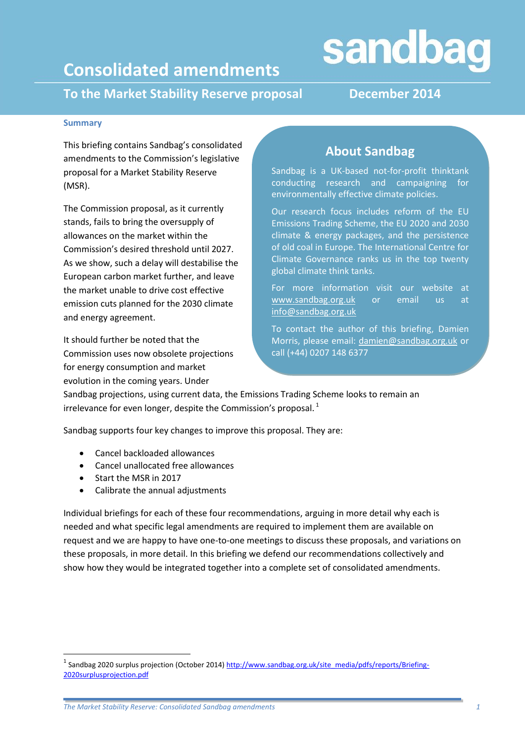sandbag

# Consolidated amendments

## To the Market Stability Reserve proposal

**December 2014**

### Summary

This briefing contains Sandbag's consolidated amendments to the Commission's legislative proposal for a Market Stability Reserve (MSR).

The Commission proposal, as it currently stands, fails to bring the oversupply of allowances on the market within the Commission's desired threshold until 2027. As we show, such a delay will destabilise the European carbon market further, and leave the market unable to drive cost effective emission cuts planned for the 2030 climate and energy agreement.

It should further be noted that the Commission uses now obsolete projections for energy consumption and market evolution in the coming years. Under Sandbag projections, using current data, the Emissions Trading Scheme looks to remain an irrelevance for even longer, despite the Commission's proposal.[1]

Sandbag supports four key changes to improve this proposal. They are:

- Cancel backloaded allowances
- Cancel unallocated free allowances
- Start the MSR in 2017
- Calibrate the annual adjustments

Individual briefings for each of these four recommendations, arguing in more detail why each is needed and what specific legal amendments are required to implement them are available on request and we are happy to have one-to-one meetings to discuss these proposals, and variations on these proposals, in more detail. In this briefing we defend our recommendations collectively and show how they would be integrated together into a complete set of consolidated amendments.

## About Sandbag

Sandbag is a UK-based not-for-profit thinktank conducting research and campaigning for environmentally effective climate policies.

Our research focus includes reform of the EU Emissions Trading Scheme, the EU 2020 and 2030 climate & energy packages, and the persistence of old coal in Europe. The International Centre for Climate Governance ranks us in the top twenty global climate think tanks.

For more information visit our website at www.sandbag.org.uk or email us at info@sandbag.org.uk

To contact the author of this briefing, Damien Morris, please email: damien@sandbag.org.uk or call (+44) 0207 148 6377

---

[1] Sandbag 2020 surplus projection (October 2014) http://www.sandbag.org.uk/site_media/pdfs/reports/Briefing-2020surplusprojection.pdf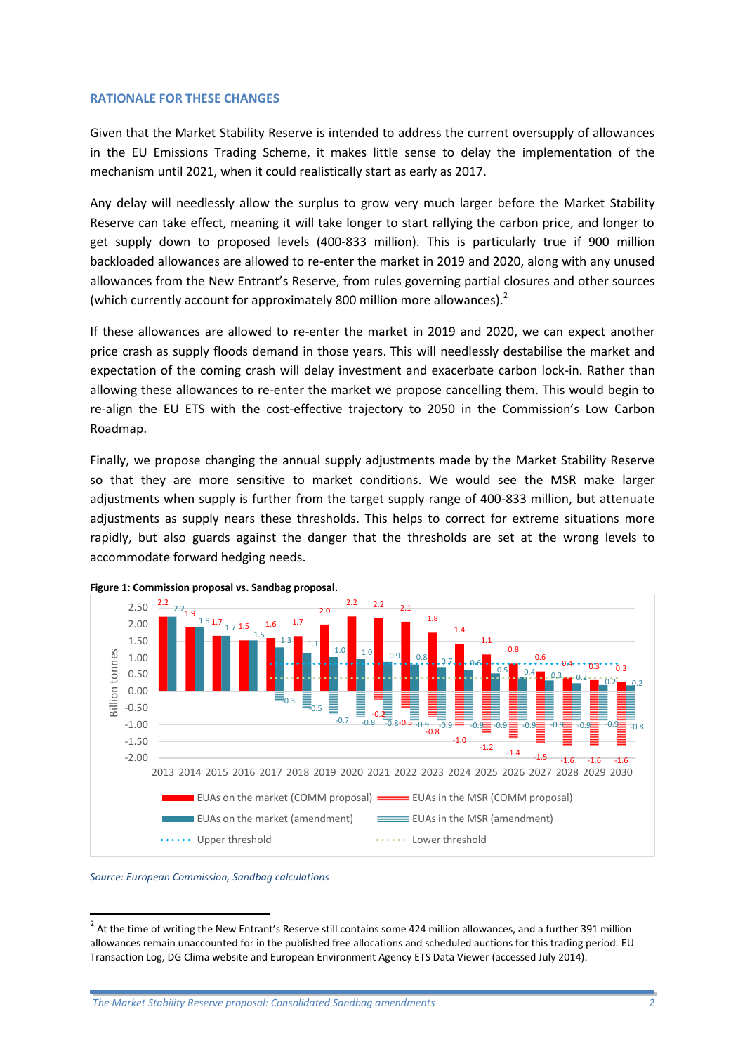### RATIONALE FOR THESE CHANGES

Given that the Market Stability Reserve is intended to address the current oversupply of allowances in the EU Emissions Trading Scheme, it makes little sense to delay the implementation of the mechanism until 2021, when it could realistically start as early as 2017.

Any delay will needlessly allow the surplus to grow very much larger before the Market Stability Reserve can take effect, meaning it will take longer to start rallying the carbon price, and longer to get supply down to proposed levels (400-833 million). This is particularly true if 900 million backloaded allowances are allowed to re-enter the market in 2019 and 2020, along with any unused allowances from the New Entrant's Reserve, from rules governing partial closures and other sources (which currently account for approximately 800 million more allowances).[2]

If these allowances are allowed to re-enter the market in 2019 and 2020, we can expect another price crash as supply floods demand in those years. This will needlessly destabilise the market and expectation of the coming crash will delay investment and exacerbate carbon lock-in. Rather than allowing these allowances to re-enter the market we propose cancelling them. This would begin to re-align the EU ETS with the cost-effective trajectory to 2050 in the Commission's Low Carbon Roadmap.

Finally, we propose changing the annual supply adjustments made by the Market Stability Reserve so that they are more sensitive to market conditions. We would see the MSR make larger adjustments when supply is further from the target supply range of 400-833 million, but attenuate adjustments as supply nears these thresholds. This helps to correct for extreme situations more rapidly, but also guards against the danger that the thresholds are set at the wrong levels to accommodate forward hedging needs.

**Figure 1: Commission proposal vs. Sandbag proposal.**

*Source: European Commission, Sandbag calculations*

[2] At the time of writing the New Entrant's Reserve still contains some 424 million allowances, and a further 391 million allowances remain unaccounted for in the published free allocations and scheduled auctions for this trading period. EU Transaction Log, DG Clima website and European Environment Agency ETS Data Viewer (accessed July 2014).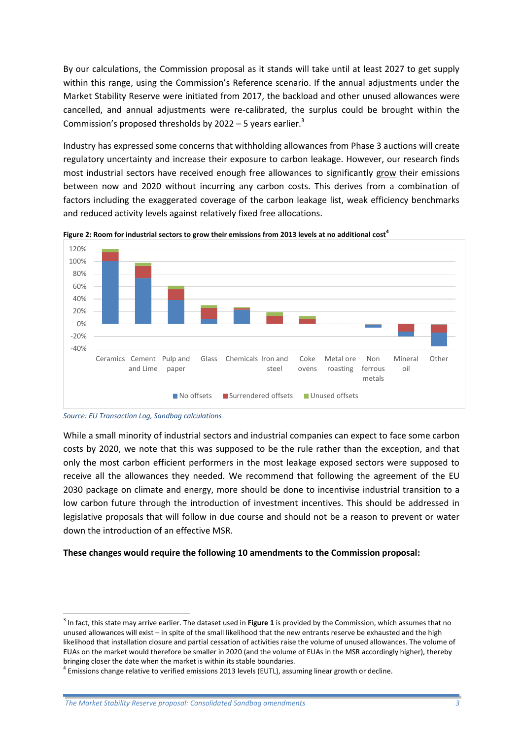By our calculations, the Commission proposal as it stands will take until at least 2027 to get supply within this range, using the Commission's Reference scenario. If the annual adjustments under the Market Stability Reserve were initiated from 2017, the backload and other unused allowances were cancelled, and annual adjustments were re-calibrated, the surplus could be brought within the Commission's proposed thresholds by 2022 – 5 years earlier.[3]

Industry has expressed some concerns that withholding allowances from Phase 3 auctions will create regulatory uncertainty and increase their exposure to carbon leakage. However, our research finds most industrial sectors have received enough free allowances to significantly grow their emissions between now and 2020 without incurring any carbon costs. This derives from a combination of factors including the exaggerated coverage of the carbon leakage list, weak efficiency benchmarks and reduced activity levels against relatively fixed free allocations.

**Figure 2: Room for industrial sectors to grow their emissions from 2013 levels at no additional cost[4]**

*Source: EU Transaction Log, Sandbag calculations*

While a small minority of industrial sectors and industrial companies can expect to face some carbon costs by 2020, we note that this was supposed to be the rule rather than the exception, and that only the most carbon efficient performers in the most leakage exposed sectors were supposed to receive all the allowances they needed. We recommend that following the agreement of the EU 2030 package on climate and energy, more should be done to incentivise industrial transition to a low carbon future through the introduction of investment incentives. This should be addressed in legislative proposals that will follow in due course and should not be a reason to prevent or water down the introduction of an effective MSR.

**These changes would require the following 10 amendments to the Commission proposal:**

---

[3] In fact, this state may arrive earlier. The dataset used in **Figure 1** is provided by the Commission, which assumes that no unused allowances will exist – in spite of the small likelihood that the new entrants reserve be exhausted and the high likelihood that installation closure and partial cessation of activities raise the volume of unused allowances. The volume of EUAs on the market would therefore be smaller in 2020 (and the volume of EUAs in the MSR accordingly higher), thereby bringing closer the date when the market is within its stable boundaries.

[4] Emissions change relative to verified emissions 2013 levels (EUTL), assuming linear growth or decline.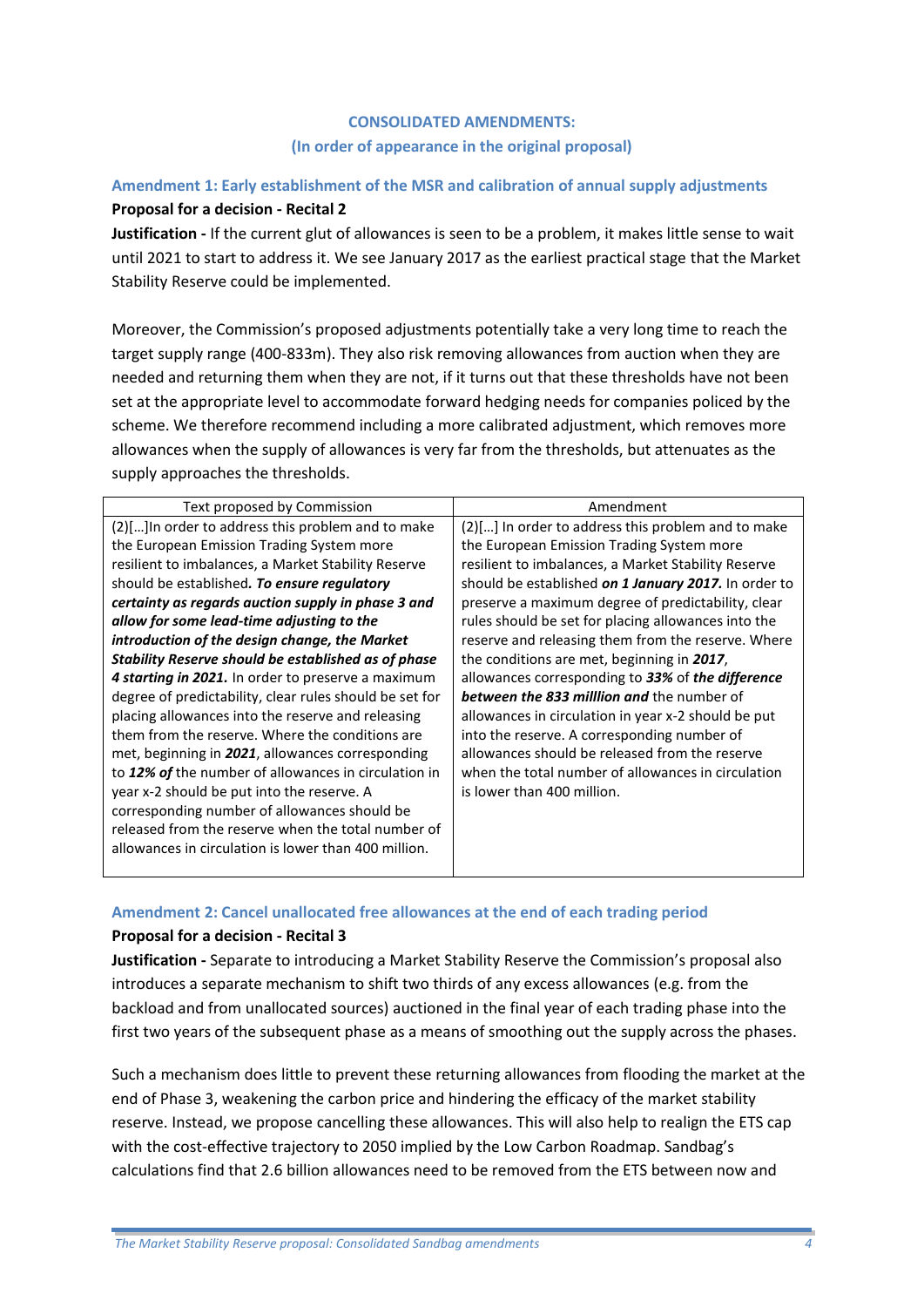## CONSOLIDATED AMENDMENTS:
## (In order of appearance in the original proposal)

### Amendment 1: Early establishment of the MSR and calibration of annual supply adjustments

**Proposal for a decision - Recital 2**

**Justification -** If the current glut of allowances is seen to be a problem, it makes little sense to wait until 2021 to start to address it. We see January 2017 as the earliest practical stage that the Market Stability Reserve could be implemented.

Moreover, the Commission's proposed adjustments potentially take a very long time to reach the target supply range (400-833m). They also risk removing allowances from auction when they are needed and returning them when they are not, if it turns out that these thresholds have not been set at the appropriate level to accommodate forward hedging needs for companies policed by the scheme. We therefore recommend including a more calibrated adjustment, which removes more allowances when the supply of allowances is very far from the thresholds, but attenuates as the supply approaches the thresholds.

| Text proposed by Commission | Amendment |
|---|---|
| (2)[…]In order to address this problem and to make the European Emission Trading System more resilient to imbalances, a Market Stability Reserve should be established*. **To ensure regulatory certainty as regards auction supply in phase 3 and allow for some lead-time adjusting to the introduction of the design change, the Market Stability Reserve should be established as of phase 4 starting in 2021.*** In order to preserve a maximum degree of predictability, clear rules should be set for placing allowances into the reserve and releasing them from the reserve. Where the conditions are met, beginning in ***2021***, allowances corresponding to ***12% of*** the number of allowances in circulation in year x-2 should be put into the reserve. A corresponding number of allowances should be released from the reserve when the total number of allowances in circulation is lower than 400 million. | (2)[…] In order to address this problem and to make the European Emission Trading System more resilient to imbalances, a Market Stability Reserve should be established ***on 1 January 2017.*** In order to preserve a maximum degree of predictability, clear rules should be set for placing allowances into the reserve and releasing them from the reserve. Where the conditions are met, beginning in ***2017***, allowances corresponding to ***33%*** of ***the difference between the 833 milllion and*** the number of allowances in circulation in year x-2 should be put into the reserve. A corresponding number of allowances should be released from the reserve when the total number of allowances in circulation is lower than 400 million. |

### Amendment 2: Cancel unallocated free allowances at the end of each trading period

**Proposal for a decision - Recital 3**

**Justification -** Separate to introducing a Market Stability Reserve the Commission's proposal also introduces a separate mechanism to shift two thirds of any excess allowances (e.g. from the backload and from unallocated sources) auctioned in the final year of each trading phase into the first two years of the subsequent phase as a means of smoothing out the supply across the phases.

Such a mechanism does little to prevent these returning allowances from flooding the market at the end of Phase 3, weakening the carbon price and hindering the efficacy of the market stability reserve. Instead, we propose cancelling these allowances. This will also help to realign the ETS cap with the cost-effective trajectory to 2050 implied by the Low Carbon Roadmap. Sandbag's calculations find that 2.6 billion allowances need to be removed from the ETS between now and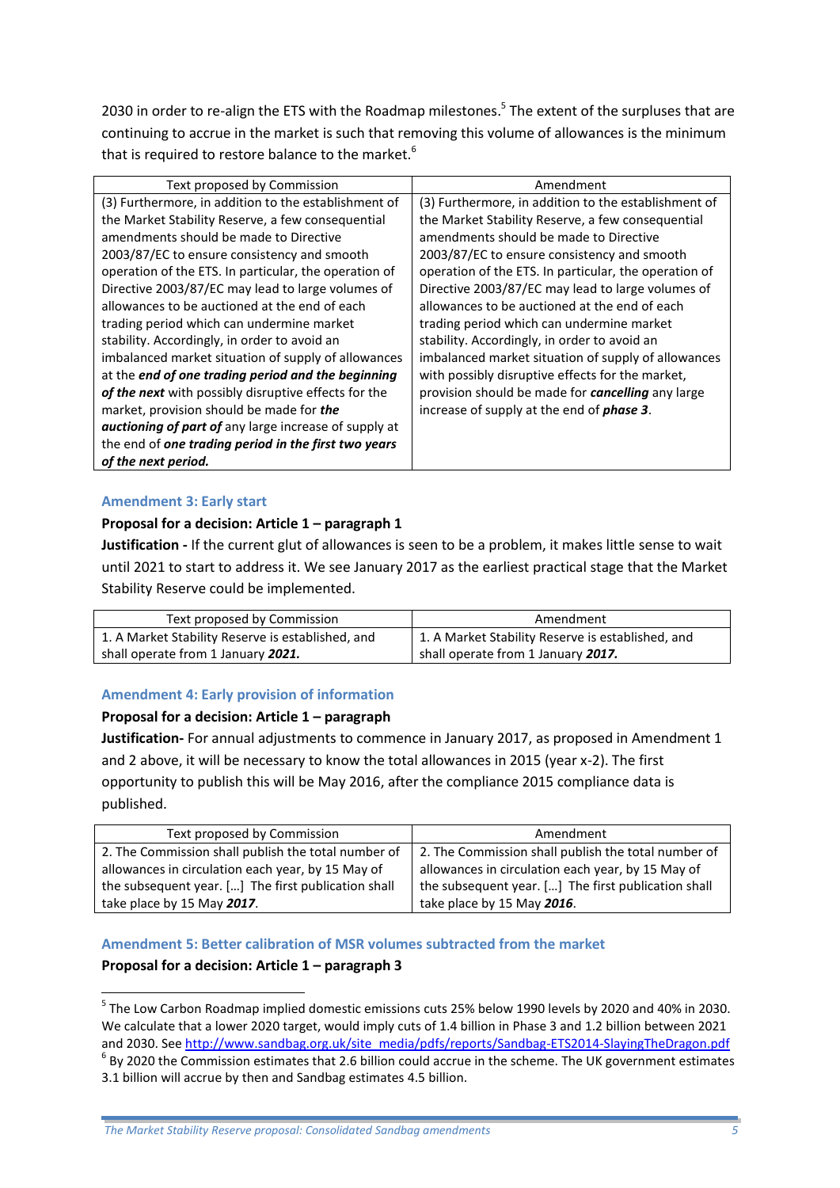2030 in order to re-align the ETS with the Roadmap milestones.[5] The extent of the surpluses that are continuing to accrue in the market is such that removing this volume of allowances is the minimum that is required to restore balance to the market.[6]

| Text proposed by Commission | Amendment |
|---|---|
| (3) Furthermore, in addition to the establishment of the Market Stability Reserve, a few consequential amendments should be made to Directive 2003/87/EC to ensure consistency and smooth operation of the ETS. In particular, the operation of Directive 2003/87/EC may lead to large volumes of allowances to be auctioned at the end of each trading period which can undermine market stability. Accordingly, in order to avoid an imbalanced market situation of supply of allowances at the ***end of one trading period and the beginning of the next*** with possibly disruptive effects for the market, provision should be made for ***the auctioning of part of*** any large increase of supply at the end of ***one trading period in the first two years of the next period.*** | (3) Furthermore, in addition to the establishment of the Market Stability Reserve, a few consequential amendments should be made to Directive 2003/87/EC to ensure consistency and smooth operation of the ETS. In particular, the operation of Directive 2003/87/EC may lead to large volumes of allowances to be auctioned at the end of each trading period which can undermine market stability. Accordingly, in order to avoid an imbalanced market situation of supply of allowances with possibly disruptive effects for the market, provision should be made for ***cancelling*** any large increase of supply at the end of ***phase 3***. |

### Amendment 3: Early start

**Proposal for a decision: Article 1 – paragraph 1**

**Justification -** If the current glut of allowances is seen to be a problem, it makes little sense to wait until 2021 to start to address it. We see January 2017 as the earliest practical stage that the Market Stability Reserve could be implemented.

| Text proposed by Commission | Amendment |
|---|---|
| 1. A Market Stability Reserve is established, and shall operate from 1 January ***2021.*** | 1. A Market Stability Reserve is established, and shall operate from 1 January ***2017.*** |

### Amendment 4: Early provision of information

**Proposal for a decision: Article 1 – paragraph**

**Justification-** For annual adjustments to commence in January 2017, as proposed in Amendment 1 and 2 above, it will be necessary to know the total allowances in 2015 (year x-2). The first opportunity to publish this will be May 2016, after the compliance 2015 compliance data is published.

| Text proposed by Commission | Amendment |
|---|---|
| 2. The Commission shall publish the total number of allowances in circulation each year, by 15 May of the subsequent year. […] The first publication shall take place by 15 May ***2017***. | 2. The Commission shall publish the total number of allowances in circulation each year, by 15 May of the subsequent year. […] The first publication shall take place by 15 May ***2016***. |

### Amendment 5: Better calibration of MSR volumes subtracted from the market

**Proposal for a decision: Article 1 – paragraph 3**

---

[5] The Low Carbon Roadmap implied domestic emissions cuts 25% below 1990 levels by 2020 and 40% in 2030. We calculate that a lower 2020 target, would imply cuts of 1.4 billion in Phase 3 and 1.2 billion between 2021 and 2030. See http://www.sandbag.org.uk/site_media/pdfs/reports/Sandbag-ETS2014-SlayingTheDragon.pdf

[6] By 2020 the Commission estimates that 2.6 billion could accrue in the scheme. The UK government estimates 3.1 billion will accrue by then and Sandbag estimates 4.5 billion.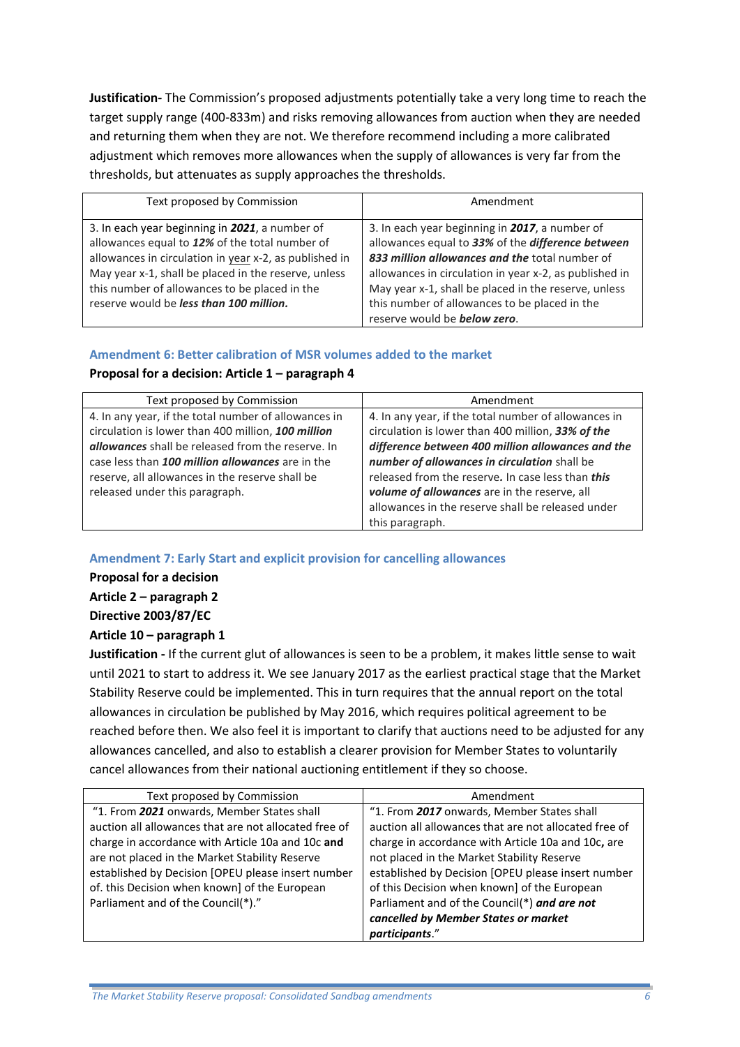**Justification-** The Commission's proposed adjustments potentially take a very long time to reach the target supply range (400-833m) and risks removing allowances from auction when they are needed and returning them when they are not. We therefore recommend including a more calibrated adjustment which removes more allowances when the supply of allowances is very far from the thresholds, but attenuates as supply approaches the thresholds.

| Text proposed by Commission | Amendment |
|---|---|
| 3. In each year beginning in ***2021***, a number of allowances equal to ***12%*** of the total number of allowances in circulation in year x-2, as published in May year x-1, shall be placed in the reserve, unless this number of allowances to be placed in the reserve would be ***less than 100 million.*** | 3. In each year beginning in ***2017***, a number of allowances equal to ***33%*** of the ***difference between 833 million allowances and the*** total number of allowances in circulation in year x-2, as published in May year x-1, shall be placed in the reserve, unless this number of allowances to be placed in the reserve would be ***below zero***. |

### Amendment 6: Better calibration of MSR volumes added to the market

**Proposal for a decision: Article 1 – paragraph 4**

| Text proposed by Commission | Amendment |
|---|---|
| 4. In any year, if the total number of allowances in circulation is lower than 400 million, ***100 million allowances*** shall be released from the reserve. In case less than ***100 million allowances*** are in the reserve, all allowances in the reserve shall be released under this paragraph. | 4. In any year, if the total number of allowances in circulation is lower than 400 million, ***33% of the difference between 400 million allowances and the number of allowances in circulation*** shall be released from the reserve**.** In case less than ***this volume of allowances*** are in the reserve, all allowances in the reserve shall be released under this paragraph. |

### Amendment 7: Early Start and explicit provision for cancelling allowances

**Proposal for a decision**

**Article 2 – paragraph 2**

**Directive 2003/87/EC**

**Article 10 – paragraph 1**

**Justification -** If the current glut of allowances is seen to be a problem, it makes little sense to wait until 2021 to start to address it. We see January 2017 as the earliest practical stage that the Market Stability Reserve could be implemented. This in turn requires that the annual report on the total allowances in circulation be published by May 2016, which requires political agreement to be reached before then. We also feel it is important to clarify that auctions need to be adjusted for any allowances cancelled, and also to establish a clearer provision for Member States to voluntarily cancel allowances from their national auctioning entitlement if they so choose.

| Text proposed by Commission | Amendment |
|---|---|
| "1. From ***2021*** onwards, Member States shall auction all allowances that are not allocated free of charge in accordance with Article 10a and 10c **and** are not placed in the Market Stability Reserve established by Decision [OPEU please insert number of. this Decision when known] of the European Parliament and of the Council(*)." | "1. From ***2017*** onwards, Member States shall auction all allowances that are not allocated free of charge in accordance with Article 10a and 10c**,** are not placed in the Market Stability Reserve established by Decision [OPEU please insert number of this Decision when known] of the European Parliament and of the Council(*) ***and are not cancelled by Member States or market participants***." |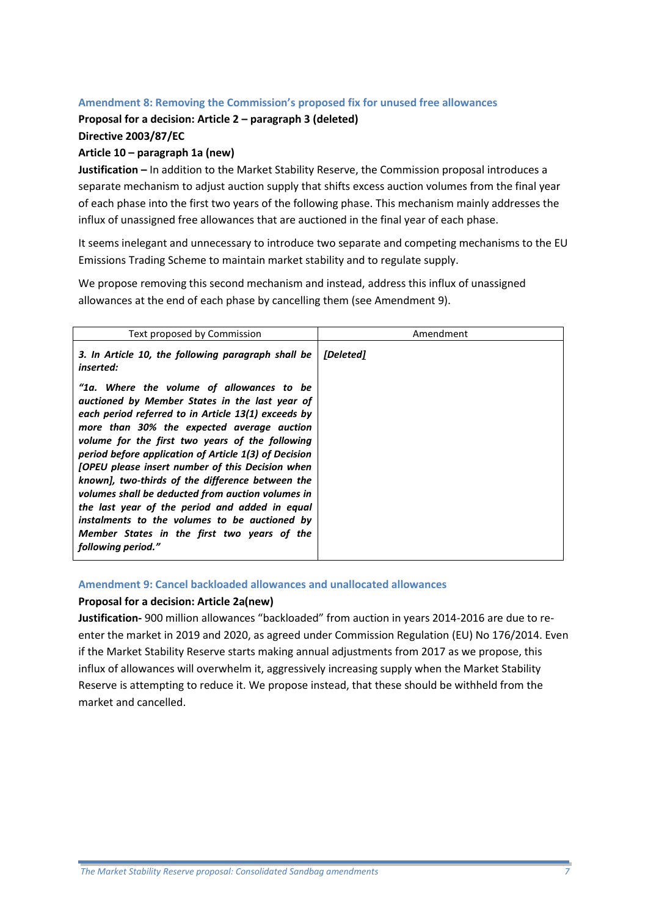### Amendment 8: Removing the Commission's proposed fix for unused free allowances

**Proposal for a decision: Article 2 – paragraph 3 (deleted)**
**Directive 2003/87/EC**
**Article 10 – paragraph 1a (new)**

**Justification –** In addition to the Market Stability Reserve, the Commission proposal introduces a separate mechanism to adjust auction supply that shifts excess auction volumes from the final year of each phase into the first two years of the following phase. This mechanism mainly addresses the influx of unassigned free allowances that are auctioned in the final year of each phase.

It seems inelegant and unnecessary to introduce two separate and competing mechanisms to the EU Emissions Trading Scheme to maintain market stability and to regulate supply.

We propose removing this second mechanism and instead, address this influx of unassigned allowances at the end of each phase by cancelling them (see Amendment 9).

| Text proposed by Commission | Amendment |
|---|---|
| ***3. In Article 10, the following paragraph shall be inserted:*** <br><br> ***"1a. Where the volume of allowances to be auctioned by Member States in the last year of each period referred to in Article 13(1) exceeds by more than 30% the expected average auction volume for the first two years of the following period before application of Article 1(3) of Decision [OPEU please insert number of this Decision when known], two-thirds of the difference between the volumes shall be deducted from auction volumes in the last year of the period and added in equal instalments to the volumes to be auctioned by Member States in the first two years of the following period."*** | ***[Deleted]*** |

### Amendment 9: Cancel backloaded allowances and unallocated allowances

**Proposal for a decision: Article 2a(new)**

**Justification-** 900 million allowances "backloaded" from auction in years 2014-2016 are due to re-enter the market in 2019 and 2020, as agreed under Commission Regulation (EU) No 176/2014. Even if the Market Stability Reserve starts making annual adjustments from 2017 as we propose, this influx of allowances will overwhelm it, aggressively increasing supply when the Market Stability Reserve is attempting to reduce it. We propose instead, that these should be withheld from the market and cancelled.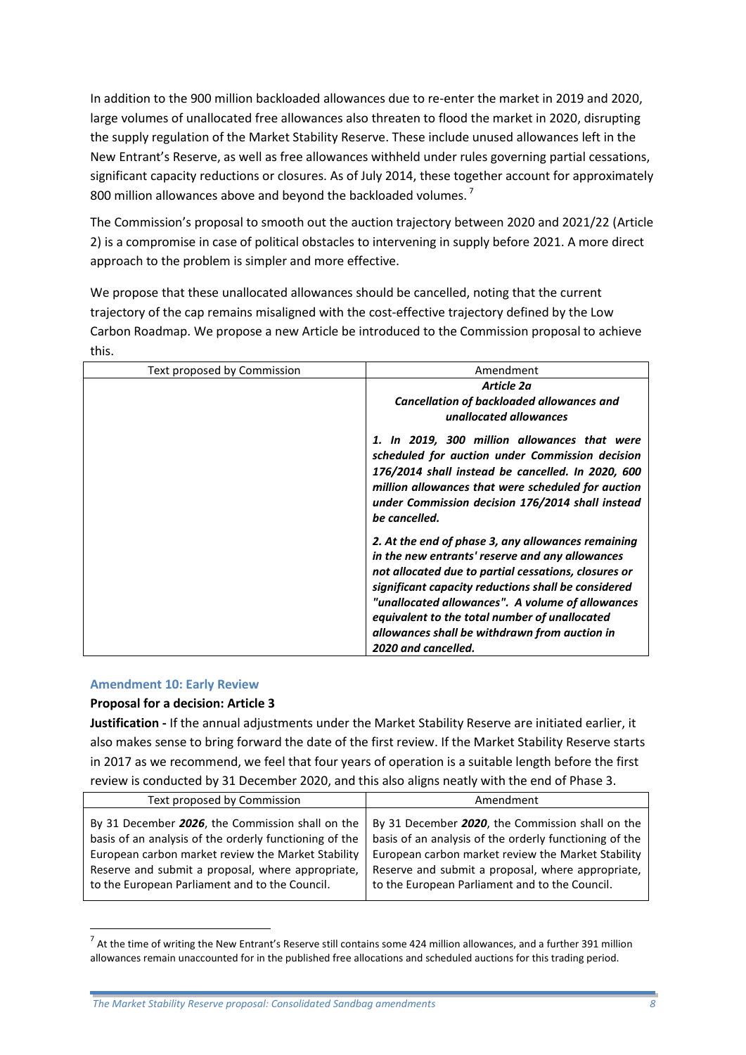In addition to the 900 million backloaded allowances due to re-enter the market in 2019 and 2020, large volumes of unallocated free allowances also threaten to flood the market in 2020, disrupting the supply regulation of the Market Stability Reserve. These include unused allowances left in the New Entrant's Reserve, as well as free allowances withheld under rules governing partial cessations, significant capacity reductions or closures. As of July 2014, these together account for approximately 800 million allowances above and beyond the backloaded volumes.[7]

The Commission's proposal to smooth out the auction trajectory between 2020 and 2021/22 (Article 2) is a compromise in case of political obstacles to intervening in supply before 2021. A more direct approach to the problem is simpler and more effective.

We propose that these unallocated allowances should be cancelled, noting that the current trajectory of the cap remains misaligned with the cost-effective trajectory defined by the Low Carbon Roadmap. We propose a new Article be introduced to the Commission proposal to achieve this.

| Text proposed by Commission | Amendment |
|---|---|
| | ***Article 2a*** <br> ***Cancellation of backloaded allowances and unallocated allowances*** <br><br> ***1. In 2019, 300 million allowances that were scheduled for auction under Commission decision 176/2014 shall instead be cancelled. In 2020, 600 million allowances that were scheduled for auction under Commission decision 176/2014 shall instead be cancelled.*** <br><br> ***2. At the end of phase 3, any allowances remaining in the new entrants' reserve and any allowances not allocated due to partial cessations, closures or significant capacity reductions shall be considered "unallocated allowances". A volume of allowances equivalent to the total number of unallocated allowances shall be withdrawn from auction in 2020 and cancelled.*** |

### Amendment 10: Early Review

**Proposal for a decision: Article 3**

**Justification -** If the annual adjustments under the Market Stability Reserve are initiated earlier, it also makes sense to bring forward the date of the first review. If the Market Stability Reserve starts in 2017 as we recommend, we feel that four years of operation is a suitable length before the first review is conducted by 31 December 2020, and this also aligns neatly with the end of Phase 3.

| Text proposed by Commission | Amendment |
|---|---|
| By 31 December ***2026***, the Commission shall on the basis of an analysis of the orderly functioning of the European carbon market review the Market Stability Reserve and submit a proposal, where appropriate, to the European Parliament and to the Council. | By 31 December ***2020***, the Commission shall on the basis of an analysis of the orderly functioning of the European carbon market review the Market Stability Reserve and submit a proposal, where appropriate, to the European Parliament and to the Council. |

[7] At the time of writing the New Entrant's Reserve still contains some 424 million allowances, and a further 391 million allowances remain unaccounted for in the published free allocations and scheduled auctions for this trading period.